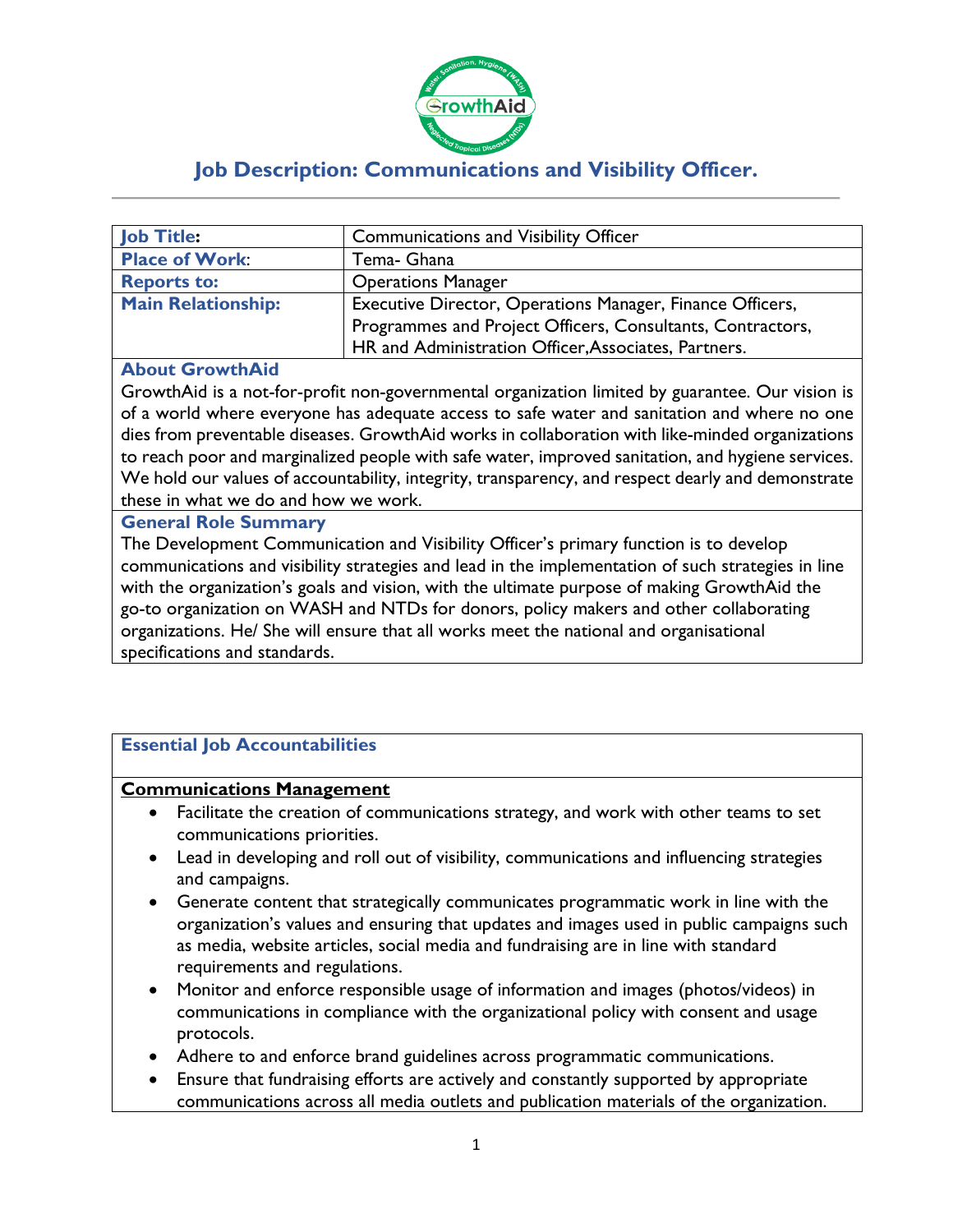# Job Description: Communications and Visibility Officer.

| **Job Title:** | Communications and Visibility Officer |
|---|---|
| **Place of Work**: | Tema- Ghana |
| **Reports to:** | Operations Manager |
| **Main Relationship:** | Executive Director, Operations Manager, Finance Officers, Programmes and Project Officers, Consultants, Contractors, HR and Administration Officer,Associates, Partners. |

### About GrowthAid

GrowthAid is a not-for-profit non-governmental organization limited by guarantee. Our vision is of a world where everyone has adequate access to safe water and sanitation and where no one dies from preventable diseases. GrowthAid works in collaboration with like-minded organizations to reach poor and marginalized people with safe water, improved sanitation, and hygiene services. We hold our values of accountability, integrity, transparency, and respect dearly and demonstrate these in what we do and how we work.

### General Role Summary

The Development Communication and Visibility Officer's primary function is to develop communications and visibility strategies and lead in the implementation of such strategies in line with the organization's goals and vision, with the ultimate purpose of making GrowthAid the go-to organization on WASH and NTDs for donors, policy makers and other collaborating organizations. He/ She will ensure that all works meet the national and organisational specifications and standards.

### Essential Job Accountabilities

**Communications Management**

- Facilitate the creation of communications strategy, and work with other teams to set communications priorities.
- Lead in developing and roll out of visibility, communications and influencing strategies and campaigns.
- Generate content that strategically communicates programmatic work in line with the organization's values and ensuring that updates and images used in public campaigns such as media, website articles, social media and fundraising are in line with standard requirements and regulations.
- Monitor and enforce responsible usage of information and images (photos/videos) in communications in compliance with the organizational policy with consent and usage protocols.
- Adhere to and enforce brand guidelines across programmatic communications.
- Ensure that fundraising efforts are actively and constantly supported by appropriate communications across all media outlets and publication materials of the organization.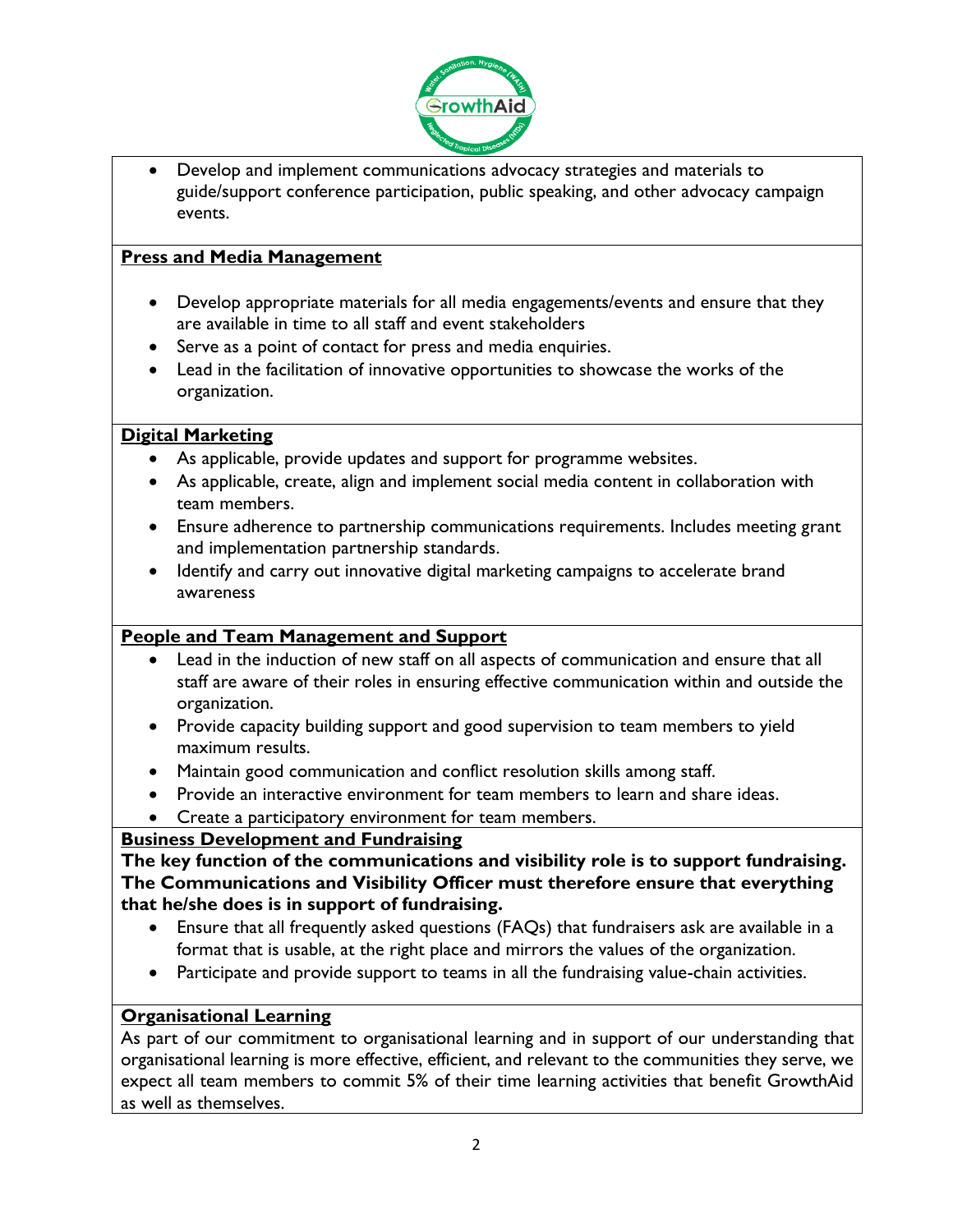- Develop and implement communications advocacy strategies and materials to guide/support conference participation, public speaking, and other advocacy campaign events.

**Press and Media Management**

- Develop appropriate materials for all media engagements/events and ensure that they are available in time to all staff and event stakeholders
- Serve as a point of contact for press and media enquiries.
- Lead in the facilitation of innovative opportunities to showcase the works of the organization.

**Digital Marketing**

- As applicable, provide updates and support for programme websites.
- As applicable, create, align and implement social media content in collaboration with team members.
- Ensure adherence to partnership communications requirements. Includes meeting grant and implementation partnership standards.
- Identify and carry out innovative digital marketing campaigns to accelerate brand awareness

**People and Team Management and Support**

- Lead in the induction of new staff on all aspects of communication and ensure that all staff are aware of their roles in ensuring effective communication within and outside the organization.
- Provide capacity building support and good supervision to team members to yield maximum results.
- Maintain good communication and conflict resolution skills among staff.
- Provide an interactive environment for team members to learn and share ideas.
- Create a participatory environment for team members.

**Business Development and Fundraising**

**The key function of the communications and visibility role is to support fundraising. The Communications and Visibility Officer must therefore ensure that everything that he/she does is in support of fundraising.**

- Ensure that all frequently asked questions (FAQs) that fundraisers ask are available in a format that is usable, at the right place and mirrors the values of the organization.
- Participate and provide support to teams in all the fundraising value-chain activities.

**Organisational Learning**

As part of our commitment to organisational learning and in support of our understanding that organisational learning is more effective, efficient, and relevant to the communities they serve, we expect all team members to commit 5% of their time learning activities that benefit GrowthAid as well as themselves.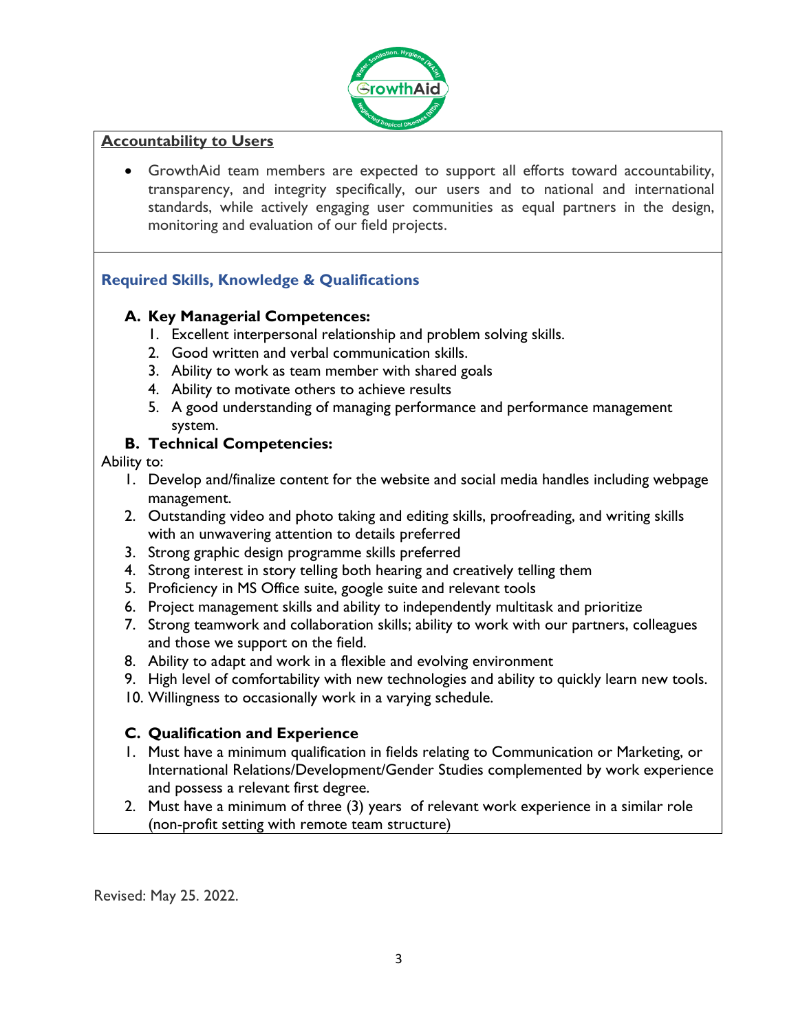**Accountability to Users**

- GrowthAid team members are expected to support all efforts toward accountability, transparency, and integrity specifically, our users and to national and international standards, while actively engaging user communities as equal partners in the design, monitoring and evaluation of our field projects.

## Required Skills, Knowledge & Qualifications

### A. Key Managerial Competences:

1. Excellent interpersonal relationship and problem solving skills.
2. Good written and verbal communication skills.
3. Ability to work as team member with shared goals
4. Ability to motivate others to achieve results
5. A good understanding of managing performance and performance management system.

### B. Technical Competencies:

Ability to:

1. Develop and/finalize content for the website and social media handles including webpage management.
2. Outstanding video and photo taking and editing skills, proofreading, and writing skills with an unwavering attention to details preferred
3. Strong graphic design programme skills preferred
4. Strong interest in story telling both hearing and creatively telling them
5. Proficiency in MS Office suite, google suite and relevant tools
6. Project management skills and ability to independently multitask and prioritize
7. Strong teamwork and collaboration skills; ability to work with our partners, colleagues and those we support on the field.
8. Ability to adapt and work in a flexible and evolving environment
9. High level of comfortability with new technologies and ability to quickly learn new tools.
10. Willingness to occasionally work in a varying schedule.

### C. Qualification and Experience

1. Must have a minimum qualification in fields relating to Communication or Marketing, or International Relations/Development/Gender Studies complemented by work experience and possess a relevant first degree.
2. Must have a minimum of three (3) years of relevant work experience in a similar role (non-profit setting with remote team structure)

Revised: May 25. 2022.